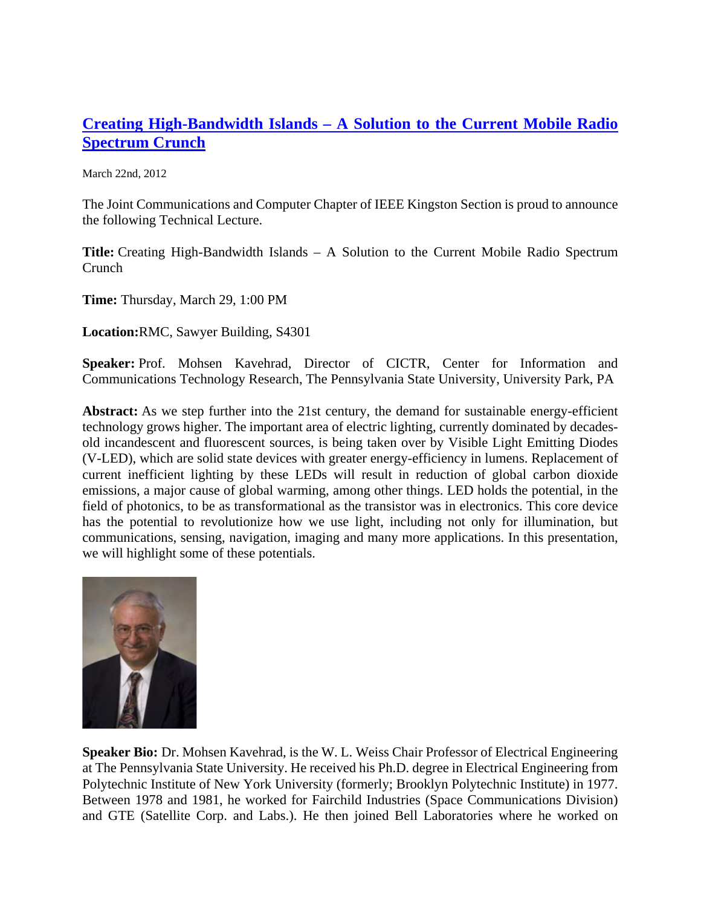# [Creating High-Bandwidth Islands – A Solution to the Current Mobile Radio Spectrum Crunch]

March 22nd, 2012

The Joint Communications and Computer Chapter of IEEE Kingston Section is proud to announce the following Technical Lecture.

**Title:** Creating High-Bandwidth Islands – A Solution to the Current Mobile Radio Spectrum Crunch

**Time:** Thursday, March 29, 1:00 PM

**Location:**RMC, Sawyer Building, S4301

**Speaker:** Prof. Mohsen Kavehrad, Director of CICTR, Center for Information and Communications Technology Research, The Pennsylvania State University, University Park, PA

**Abstract:** As we step further into the 21st century, the demand for sustainable energy-efficient technology grows higher. The important area of electric lighting, currently dominated by decades-old incandescent and fluorescent sources, is being taken over by Visible Light Emitting Diodes (V-LED), which are solid state devices with greater energy-efficiency in lumens. Replacement of current inefficient lighting by these LEDs will result in reduction of global carbon dioxide emissions, a major cause of global warming, among other things. LED holds the potential, in the field of photonics, to be as transformational as the transistor was in electronics. This core device has the potential to revolutionize how we use light, including not only for illumination, but communications, sensing, navigation, imaging and many more applications. In this presentation, we will highlight some of these potentials.

**Speaker Bio:** Dr. Mohsen Kavehrad, is the W. L. Weiss Chair Professor of Electrical Engineering at The Pennsylvania State University. He received his Ph.D. degree in Electrical Engineering from Polytechnic Institute of New York University (formerly; Brooklyn Polytechnic Institute) in 1977. Between 1978 and 1981, he worked for Fairchild Industries (Space Communications Division) and GTE (Satellite Corp. and Labs.). He then joined Bell Laboratories where he worked on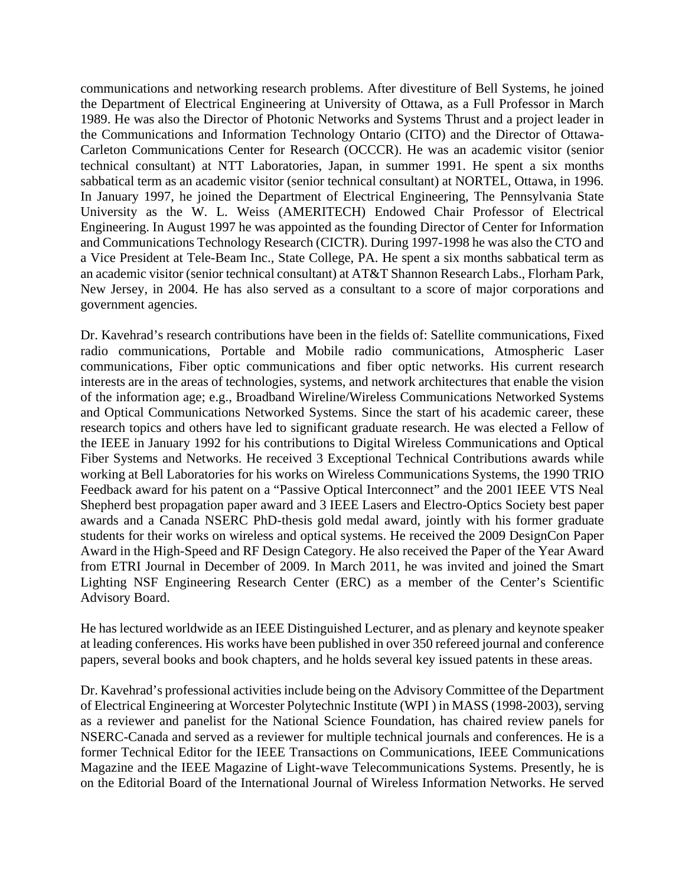communications and networking research problems. After divestiture of Bell Systems, he joined the Department of Electrical Engineering at University of Ottawa, as a Full Professor in March 1989. He was also the Director of Photonic Networks and Systems Thrust and a project leader in the Communications and Information Technology Ontario (CITO) and the Director of Ottawa-Carleton Communications Center for Research (OCCCR). He was an academic visitor (senior technical consultant) at NTT Laboratories, Japan, in summer 1991. He spent a six months sabbatical term as an academic visitor (senior technical consultant) at NORTEL, Ottawa, in 1996. In January 1997, he joined the Department of Electrical Engineering, The Pennsylvania State University as the W. L. Weiss (AMERITECH) Endowed Chair Professor of Electrical Engineering. In August 1997 he was appointed as the founding Director of Center for Information and Communications Technology Research (CICTR). During 1997-1998 he was also the CTO and a Vice President at Tele-Beam Inc., State College, PA. He spent a six months sabbatical term as an academic visitor (senior technical consultant) at AT&T Shannon Research Labs., Florham Park, New Jersey, in 2004. He has also served as a consultant to a score of major corporations and government agencies.

Dr. Kavehrad's research contributions have been in the fields of: Satellite communications, Fixed radio communications, Portable and Mobile radio communications, Atmospheric Laser communications, Fiber optic communications and fiber optic networks. His current research interests are in the areas of technologies, systems, and network architectures that enable the vision of the information age; e.g., Broadband Wireline/Wireless Communications Networked Systems and Optical Communications Networked Systems. Since the start of his academic career, these research topics and others have led to significant graduate research. He was elected a Fellow of the IEEE in January 1992 for his contributions to Digital Wireless Communications and Optical Fiber Systems and Networks. He received 3 Exceptional Technical Contributions awards while working at Bell Laboratories for his works on Wireless Communications Systems, the 1990 TRIO Feedback award for his patent on a "Passive Optical Interconnect" and the 2001 IEEE VTS Neal Shepherd best propagation paper award and 3 IEEE Lasers and Electro-Optics Society best paper awards and a Canada NSERC PhD-thesis gold medal award, jointly with his former graduate students for their works on wireless and optical systems. He received the 2009 DesignCon Paper Award in the High-Speed and RF Design Category. He also received the Paper of the Year Award from ETRI Journal in December of 2009. In March 2011, he was invited and joined the Smart Lighting NSF Engineering Research Center (ERC) as a member of the Center's Scientific Advisory Board.

He has lectured worldwide as an IEEE Distinguished Lecturer, and as plenary and keynote speaker at leading conferences. His works have been published in over 350 refereed journal and conference papers, several books and book chapters, and he holds several key issued patents in these areas.

Dr. Kavehrad's professional activities include being on the Advisory Committee of the Department of Electrical Engineering at Worcester Polytechnic Institute (WPI ) in MASS (1998-2003), serving as a reviewer and panelist for the National Science Foundation, has chaired review panels for NSERC-Canada and served as a reviewer for multiple technical journals and conferences. He is a former Technical Editor for the IEEE Transactions on Communications, IEEE Communications Magazine and the IEEE Magazine of Light-wave Telecommunications Systems. Presently, he is on the Editorial Board of the International Journal of Wireless Information Networks. He served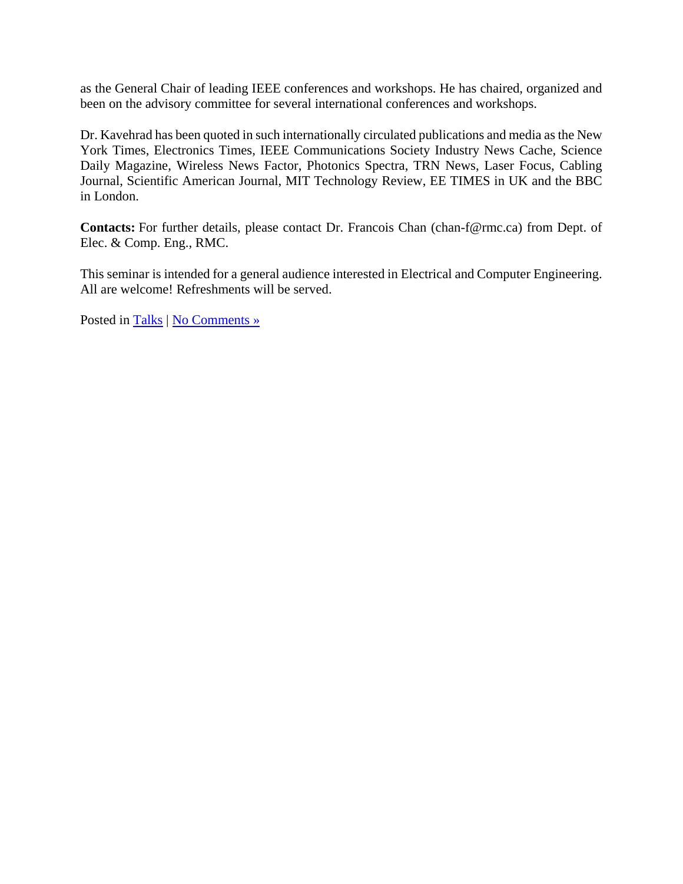as the General Chair of leading IEEE conferences and workshops. He has chaired, organized and been on the advisory committee for several international conferences and workshops.

Dr. Kavehrad has been quoted in such internationally circulated publications and media as the New York Times, Electronics Times, IEEE Communications Society Industry News Cache, Science Daily Magazine, Wireless News Factor, Photonics Spectra, TRN News, Laser Focus, Cabling Journal, Scientific American Journal, MIT Technology Review, EE TIMES in UK and the BBC in London.

**Contacts:** For further details, please contact Dr. Francois Chan (chan-f@rmc.ca) from Dept. of Elec. & Comp. Eng., RMC.

This seminar is intended for a general audience interested in Electrical and Computer Engineering. All are welcome! Refreshments will be served.

Posted in Talks | No Comments »